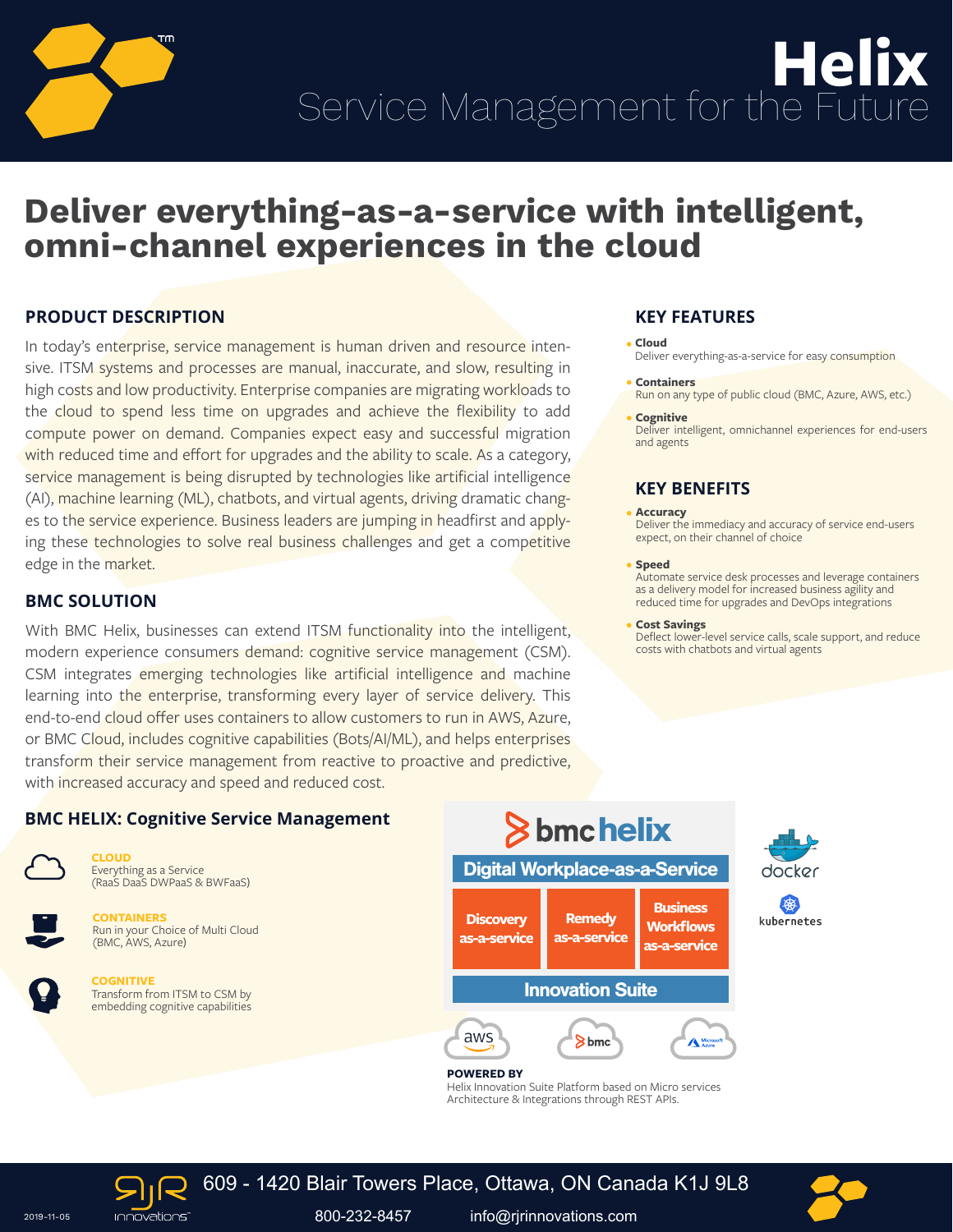# Helix

Service Management for the Future

## Deliver everything-as-a-service with intelligent, omni-channel experiences in the cloud

### PRODUCT DESCRIPTION

In today's enterprise, service management is human driven and resource intensive. ITSM systems and processes are manual, inaccurate, and slow, resulting in high costs and low productivity. Enterprise companies are migrating workloads to the cloud to spend less time on upgrades and achieve the flexibility to add compute power on demand. Companies expect easy and successful migration with reduced time and effort for upgrades and the ability to scale. As a category, service management is being disrupted by technologies like artificial intelligence (AI), machine learning (ML), chatbots, and virtual agents, driving dramatic changes to the service experience. Business leaders are jumping in headfirst and applying these technologies to solve real business challenges and get a competitive edge in the market.

### BMC SOLUTION

With BMC Helix, businesses can extend ITSM functionality into the intelligent, modern experience consumers demand: cognitive service management (CSM). CSM integrates emerging technologies like artificial intelligence and machine learning into the enterprise, transforming every layer of service delivery. This end-to-end cloud offer uses containers to allow customers to run in AWS, Azure, or BMC Cloud, includes cognitive capabilities (Bots/AI/ML), and helps enterprises transform their service management from reactive to proactive and predictive, with increased accuracy and speed and reduced cost.

### KEY FEATURES

- **Cloud**
  Deliver everything-as-a-service for easy consumption
- **Containers**
  Run on any type of public cloud (BMC, Azure, AWS, etc.)
- **Cognitive**
  Deliver intelligent, omnichannel experiences for end-users and agents

### KEY BENEFITS

- **Accuracy**
  Deliver the immediacy and accuracy of service end-users expect, on their channel of choice
- **Speed**
  Automate service desk processes and leverage containers as a delivery model for increased business agility and reduced time for upgrades and DevOps integrations
- **Cost Savings**
  Deflect lower-level service calls, scale support, and reduce costs with chatbots and virtual agents

### BMC HELIX: Cognitive Service Management

**CLOUD**
Everything as a Service
(RaaS DaaS DWPaaS & BWFaaS)

**CONTAINERS**
Run in your Choice of Multi Cloud
(BMC, AWS, Azure)

**COGNITIVE**
Transform from ITSM to CSM by embedding cognitive capabilities

bmc helix

Digital Workplace-as-a-Service

Discovery as-a-service | Remedy as-a-service | Business Workflows as-a-service

Innovation Suite

aws | bmc | Microsoft Azure

docker | kubernetes

**POWERED BY**
Helix Innovation Suite Platform based on Micro services Architecture & Integrations through REST APIs.

RJR innovations

609 - 1420 Blair Towers Place, Ottawa, ON Canada K1J 9L8

800-232-8457 info@rjrinnovations.com

2019-11-05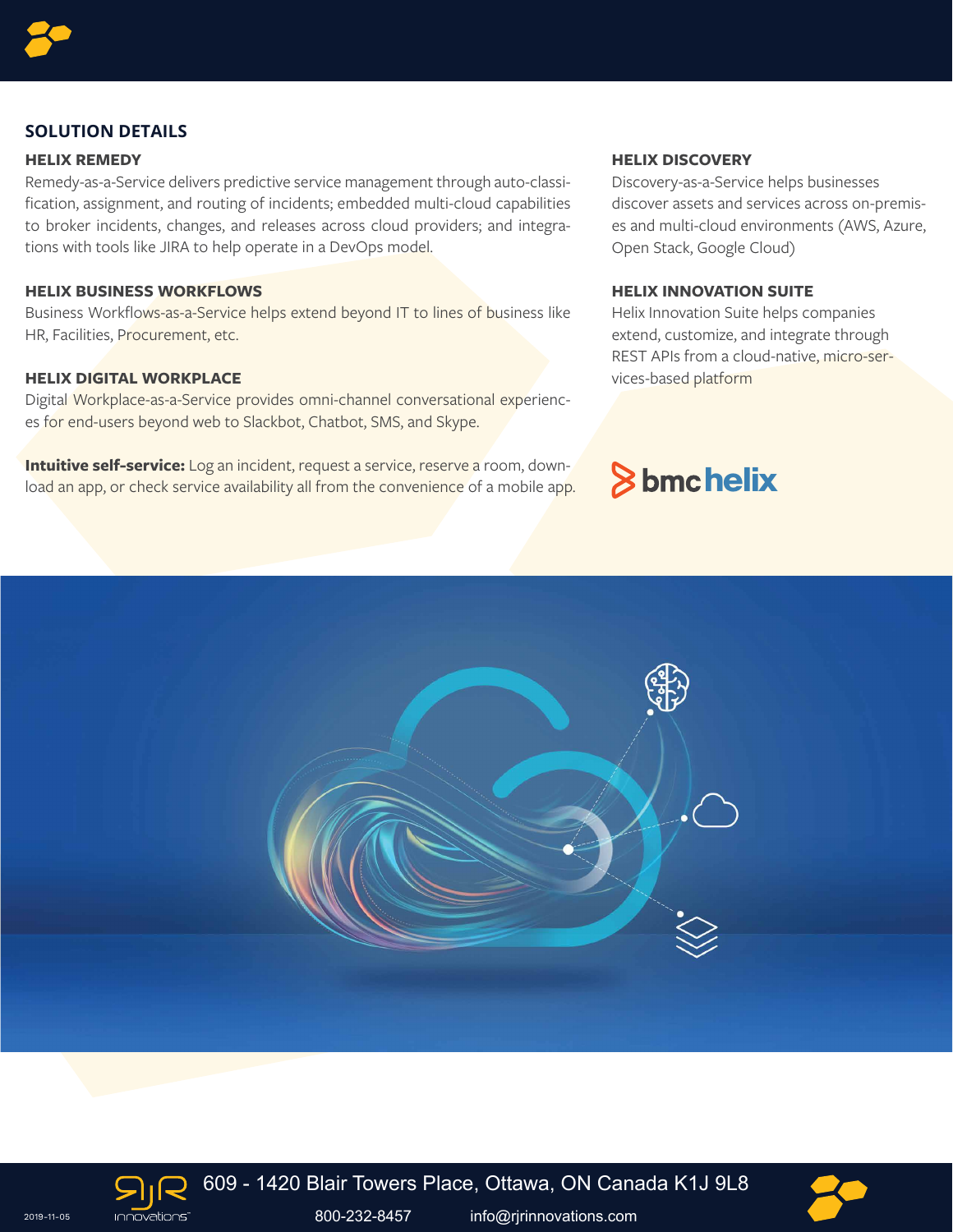## SOLUTION DETAILS

### HELIX REMEDY

Remedy-as-a-Service delivers predictive service management through auto-classification, assignment, and routing of incidents; embedded multi-cloud capabilities to broker incidents, changes, and releases across cloud providers; and integrations with tools like JIRA to help operate in a DevOps model.

### HELIX BUSINESS WORKFLOWS

Business Workflows-as-a-Service helps extend beyond IT to lines of business like HR, Facilities, Procurement, etc.

### HELIX DIGITAL WORKPLACE

Digital Workplace-as-a-Service provides omni-channel conversational experiences for end-users beyond web to Slackbot, Chatbot, SMS, and Skype.

**Intuitive self-service:** Log an incident, request a service, reserve a room, download an app, or check service availability all from the convenience of a mobile app.

### HELIX DISCOVERY

Discovery-as-a-Service helps businesses discover assets and services across on-premises and multi-cloud environments (AWS, Azure, Open Stack, Google Cloud)

### HELIX INNOVATION SUITE

Helix Innovation Suite helps companies extend, customize, and integrate through REST APIs from a cloud-native, micro-services-based platform

bmc helix

609 - 1420 Blair Towers Place, Ottawa, ON Canada K1J 9L8

800-232-8457 info@rjrinnovations.com

2019-11-05